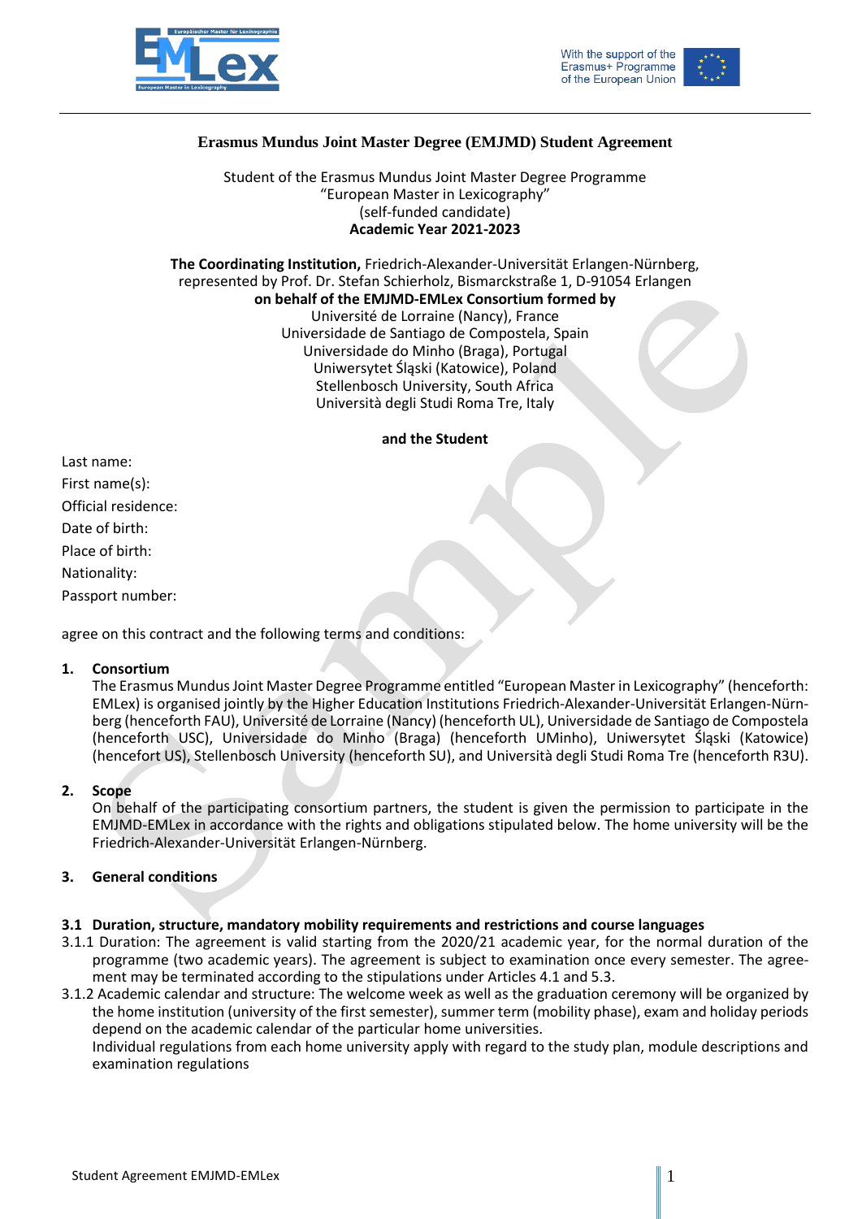# Erasmus Mundus Joint Master Degree (EMJMD) Student Agreement

Student of the Erasmus Mundus Joint Master Degree Programme
“European Master in Lexicography”
(self-funded candidate)
**Academic Year 2021-2023**

**The Coordinating Institution,** Friedrich-Alexander-Universität Erlangen-Nürnberg, represented by Prof. Dr. Stefan Schierholz, Bismarckstraße 1, D-91054 Erlangen
**on behalf of the EMJMD-EMLex Consortium formed by**
Université de Lorraine (Nancy), France
Universidade de Santiago de Compostela, Spain
Universidade do Minho (Braga), Portugal
Uniwersytet Śląski (Katowice), Poland
Stellenbosch University, South Africa
Università degli Studi Roma Tre, Italy

**and the Student**

Last name:
First name(s):
Official residence:
Date of birth:
Place of birth:
Nationality:
Passport number:

agree on this contract and the following terms and conditions:

## 1. Consortium

The Erasmus Mundus Joint Master Degree Programme entitled “European Master in Lexicography” (henceforth: EMLex) is organised jointly by the Higher Education Institutions Friedrich-Alexander-Universität Erlangen-Nürnberg (henceforth FAU), Université de Lorraine (Nancy) (henceforth UL), Universidade de Santiago de Compostela (henceforth USC), Universidade do Minho (Braga) (henceforth UMinho), Uniwersytet Śląski (Katowice) (hencefort US), Stellenbosch University (henceforth SU), and Università degli Studi Roma Tre (henceforth R3U).

## 2. Scope

On behalf of the participating consortium partners, the student is given the permission to participate in the EMJMD-EMLex in accordance with the rights and obligations stipulated below. The home university will be the Friedrich-Alexander-Universität Erlangen-Nürnberg.

## 3. General conditions

### 3.1 Duration, structure, mandatory mobility requirements and restrictions and course languages

3.1.1 Duration: The agreement is valid starting from the 2020/21 academic year, for the normal duration of the programme (two academic years). The agreement is subject to examination once every semester. The agreement may be terminated according to the stipulations under Articles 4.1 and 5.3.

3.1.2 Academic calendar and structure: The welcome week as well as the graduation ceremony will be organized by the home institution (university of the first semester), summer term (mobility phase), exam and holiday periods depend on the academic calendar of the particular home universities.
Individual regulations from each home university apply with regard to the study plan, module descriptions and examination regulations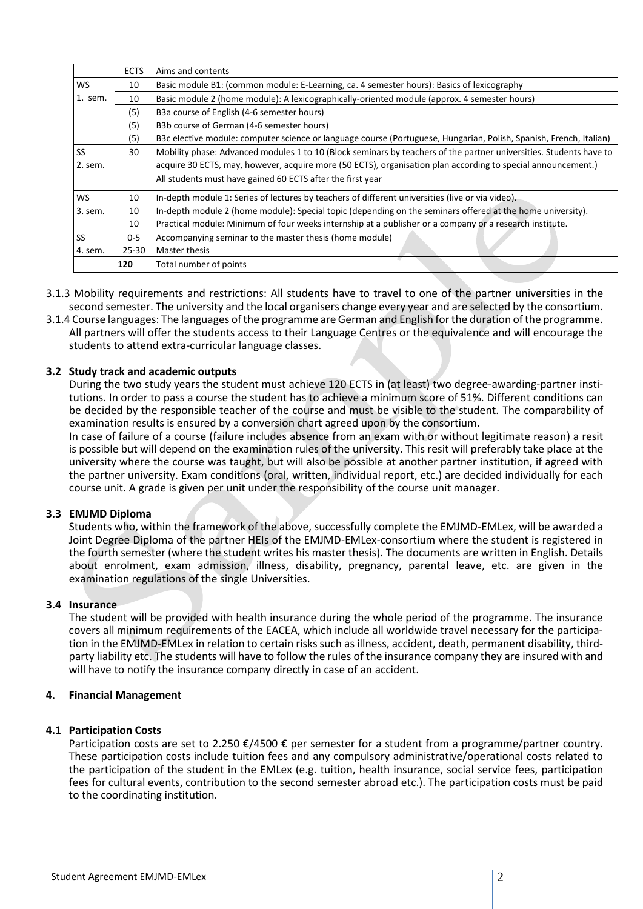| | ECTS | Aims and contents |
|---|---|---|
| WS 1. sem. | 10 | Basic module B1: (common module: E-Learning, ca. 4 semester hours): Basics of lexicography |
| | 10 | Basic module 2 (home module): A lexicographically-oriented module (approx. 4 semester hours) |
| | (5) | B3a course of English (4-6 semester hours) |
| | (5) | B3b course of German (4-6 semester hours) |
| | (5) | B3c elective module: computer science or language course (Portuguese, Hungarian, Polish, Spanish, French, Italian) |
| SS 2. sem. | 30 | Mobility phase: Advanced modules 1 to 10 (Block seminars by teachers of the partner universities. Students have to acquire 30 ECTS, may, however, acquire more (50 ECTS), organisation plan according to special announcement.) |
| | | All students must have gained 60 ECTS after the first year |
| WS 3. sem. | 10 | In-depth module 1: Series of lectures by teachers of different universities (live or via video). |
| | 10 | In-depth module 2 (home module): Special topic (depending on the seminars offered at the home university). |
| | 10 | Practical module: Minimum of four weeks internship at a publisher or a company or a research institute. |
| SS 4. sem. | 0-5 | Accompanying seminar to the master thesis (home module) |
| | 25-30 | Master thesis |
| | **120** | Total number of points |

3.1.3 Mobility requirements and restrictions: All students have to travel to one of the partner universities in the second semester. The university and the local organisers change every year and are selected by the consortium.

3.1.4 Course languages: The languages of the programme are German and English for the duration of the programme. All partners will offer the students access to their Language Centres or the equivalence and will encourage the students to attend extra-curricular language classes.

### 3.2 Study track and academic outputs

During the two study years the student must achieve 120 ECTS in (at least) two degree-awarding-partner institutions. In order to pass a course the student has to achieve a minimum score of 51%. Different conditions can be decided by the responsible teacher of the course and must be visible to the student. The comparability of examination results is ensured by a conversion chart agreed upon by the consortium.

In case of failure of a course (failure includes absence from an exam with or without legitimate reason) a resit is possible but will depend on the examination rules of the university. This resit will preferably take place at the university where the course was taught, but will also be possible at another partner institution, if agreed with the partner university. Exam conditions (oral, written, individual report, etc.) are decided individually for each course unit. A grade is given per unit under the responsibility of the course unit manager.

### 3.3 EMJMD Diploma

Students who, within the framework of the above, successfully complete the EMJMD-EMLex, will be awarded a Joint Degree Diploma of the partner HEIs of the EMJMD-EMLex-consortium where the student is registered in the fourth semester (where the student writes his master thesis). The documents are written in English. Details about enrolment, exam admission, illness, disability, pregnancy, parental leave, etc. are given in the examination regulations of the single Universities.

### 3.4 Insurance

The student will be provided with health insurance during the whole period of the programme. The insurance covers all minimum requirements of the EACEA, which include all worldwide travel necessary for the participation in the EMJMD-EMLex in relation to certain risks such as illness, accident, death, permanent disability, third-party liability etc. The students will have to follow the rules of the insurance company they are insured with and will have to notify the insurance company directly in case of an accident.

## 4. Financial Management

### 4.1 Participation Costs

Participation costs are set to 2.250 €/4500 € per semester for a student from a programme/partner country. These participation costs include tuition fees and any compulsory administrative/operational costs related to the participation of the student in the EMLex (e.g. tuition, health insurance, social service fees, participation fees for cultural events, contribution to the second semester abroad etc.). The participation costs must be paid to the coordinating institution.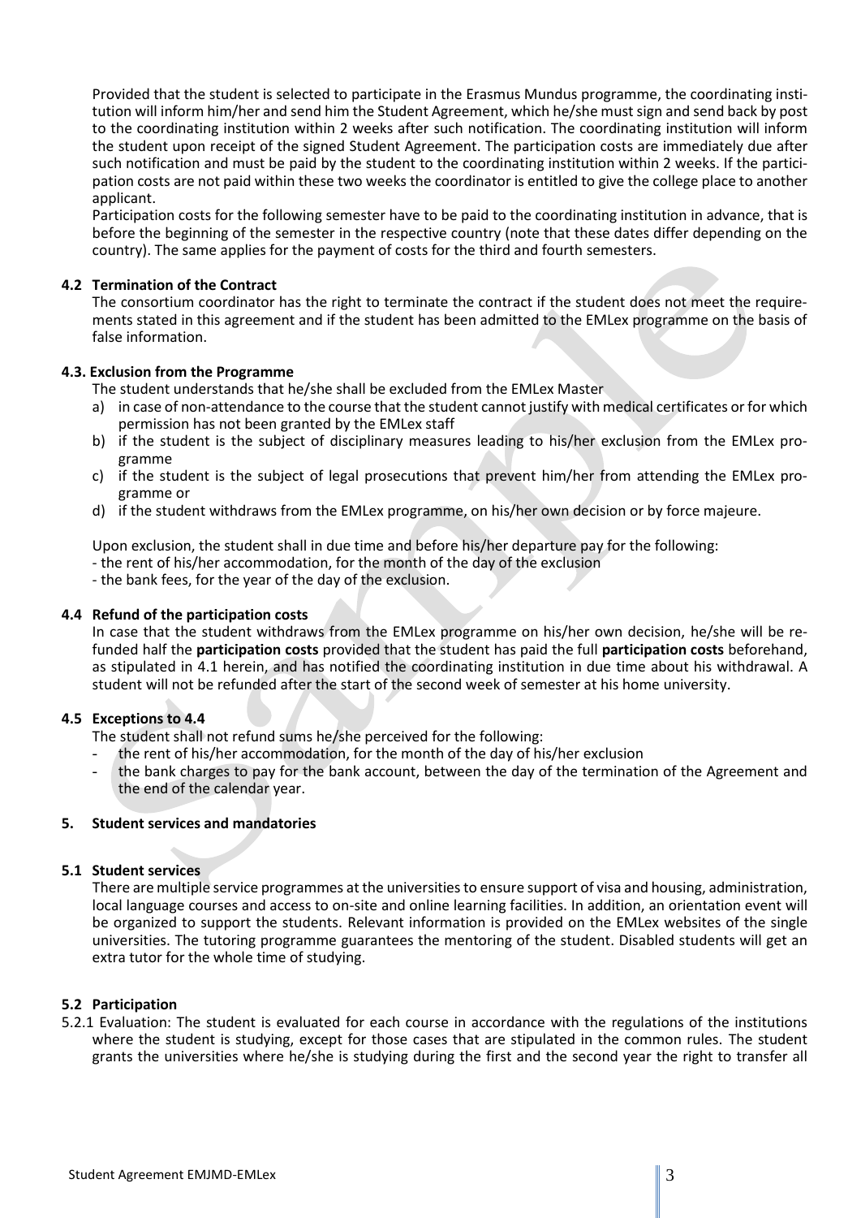Provided that the student is selected to participate in the Erasmus Mundus programme, the coordinating institution will inform him/her and send him the Student Agreement, which he/she must sign and send back by post to the coordinating institution within 2 weeks after such notification. The coordinating institution will inform the student upon receipt of the signed Student Agreement. The participation costs are immediately due after such notification and must be paid by the student to the coordinating institution within 2 weeks. If the participation costs are not paid within these two weeks the coordinator is entitled to give the college place to another applicant.

Participation costs for the following semester have to be paid to the coordinating institution in advance, that is before the beginning of the semester in the respective country (note that these dates differ depending on the country). The same applies for the payment of costs for the third and fourth semesters.

### 4.2 Termination of the Contract

The consortium coordinator has the right to terminate the contract if the student does not meet the requirements stated in this agreement and if the student has been admitted to the EMLex programme on the basis of false information.

### 4.3. Exclusion from the Programme

The student understands that he/she shall be excluded from the EMLex Master

a) in case of non-attendance to the course that the student cannot justify with medical certificates or for which permission has not been granted by the EMLex staff
b) if the student is the subject of disciplinary measures leading to his/her exclusion from the EMLex programme
c) if the student is the subject of legal prosecutions that prevent him/her from attending the EMLex programme or
d) if the student withdraws from the EMLex programme, on his/her own decision or by force majeure.

Upon exclusion, the student shall in due time and before his/her departure pay for the following:

- the rent of his/her accommodation, for the month of the day of the exclusion
- the bank fees, for the year of the day of the exclusion.

### 4.4 Refund of the participation costs

In case that the student withdraws from the EMLex programme on his/her own decision, he/she will be refunded half the **participation costs** provided that the student has paid the full **participation costs** beforehand, as stipulated in 4.1 herein, and has notified the coordinating institution in due time about his withdrawal. A student will not be refunded after the start of the second week of semester at his home university.

### 4.5 Exceptions to 4.4

The student shall not refund sums he/she perceived for the following:

- the rent of his/her accommodation, for the month of the day of his/her exclusion
- the bank charges to pay for the bank account, between the day of the termination of the Agreement and the end of the calendar year.

## 5. Student services and mandatories

### 5.1 Student services

There are multiple service programmes at the universities to ensure support of visa and housing, administration, local language courses and access to on-site and online learning facilities. In addition, an orientation event will be organized to support the students. Relevant information is provided on the EMLex websites of the single universities. The tutoring programme guarantees the mentoring of the student. Disabled students will get an extra tutor for the whole time of studying.

### 5.2 Participation

5.2.1 Evaluation: The student is evaluated for each course in accordance with the regulations of the institutions where the student is studying, except for those cases that are stipulated in the common rules. The student grants the universities where he/she is studying during the first and the second year the right to transfer all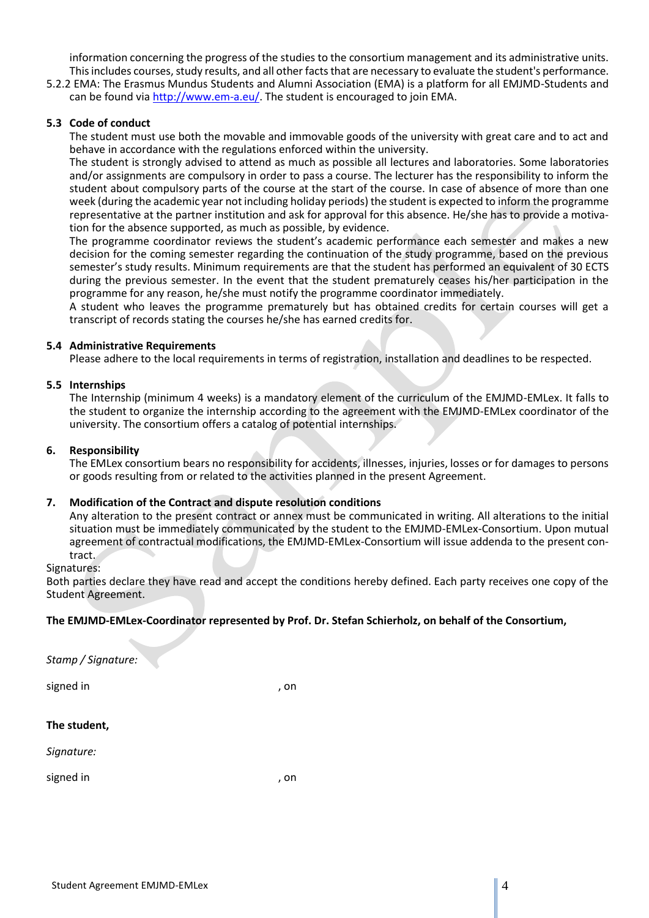information concerning the progress of the studies to the consortium management and its administrative units. This includes courses, study results, and all other facts that are necessary to evaluate the student's performance.

5.2.2 EMA: The Erasmus Mundus Students and Alumni Association (EMA) is a platform for all EMJMD-Students and can be found via [http://www.em-a.eu/](http://www.em-a.eu/). The student is encouraged to join EMA.

### 5.3 Code of conduct

The student must use both the movable and immovable goods of the university with great care and to act and behave in accordance with the regulations enforced within the university.

The student is strongly advised to attend as much as possible all lectures and laboratories. Some laboratories and/or assignments are compulsory in order to pass a course. The lecturer has the responsibility to inform the student about compulsory parts of the course at the start of the course. In case of absence of more than one week (during the academic year not including holiday periods) the student is expected to inform the programme representative at the partner institution and ask for approval for this absence. He/she has to provide a motivation for the absence supported, as much as possible, by evidence.

The programme coordinator reviews the student's academic performance each semester and makes a new decision for the coming semester regarding the continuation of the study programme, based on the previous semester's study results. Minimum requirements are that the student has performed an equivalent of 30 ECTS during the previous semester. In the event that the student prematurely ceases his/her participation in the programme for any reason, he/she must notify the programme coordinator immediately.

A student who leaves the programme prematurely but has obtained credits for certain courses will get a transcript of records stating the courses he/she has earned credits for.

### 5.4 Administrative Requirements

Please adhere to the local requirements in terms of registration, installation and deadlines to be respected.

### 5.5 Internships

The Internship (minimum 4 weeks) is a mandatory element of the curriculum of the EMJMD-EMLex. It falls to the student to organize the internship according to the agreement with the EMJMD-EMLex coordinator of the university. The consortium offers a catalog of potential internships.

## 6. Responsibility

The EMLex consortium bears no responsibility for accidents, illnesses, injuries, losses or for damages to persons or goods resulting from or related to the activities planned in the present Agreement.

## 7. Modification of the Contract and dispute resolution conditions

Any alteration to the present contract or annex must be communicated in writing. All alterations to the initial situation must be immediately communicated by the student to the EMJMD-EMLex-Consortium. Upon mutual agreement of contractual modifications, the EMJMD-EMLex-Consortium will issue addenda to the present contract.

Signatures:

Both parties declare they have read and accept the conditions hereby defined. Each party receives one copy of the Student Agreement.

**The EMJMD-EMLex-Coordinator represented by Prof. Dr. Stefan Schierholz, on behalf of the Consortium,**

*Stamp / Signature:*

signed in , on

**The student,**

*Signature:*

signed in , on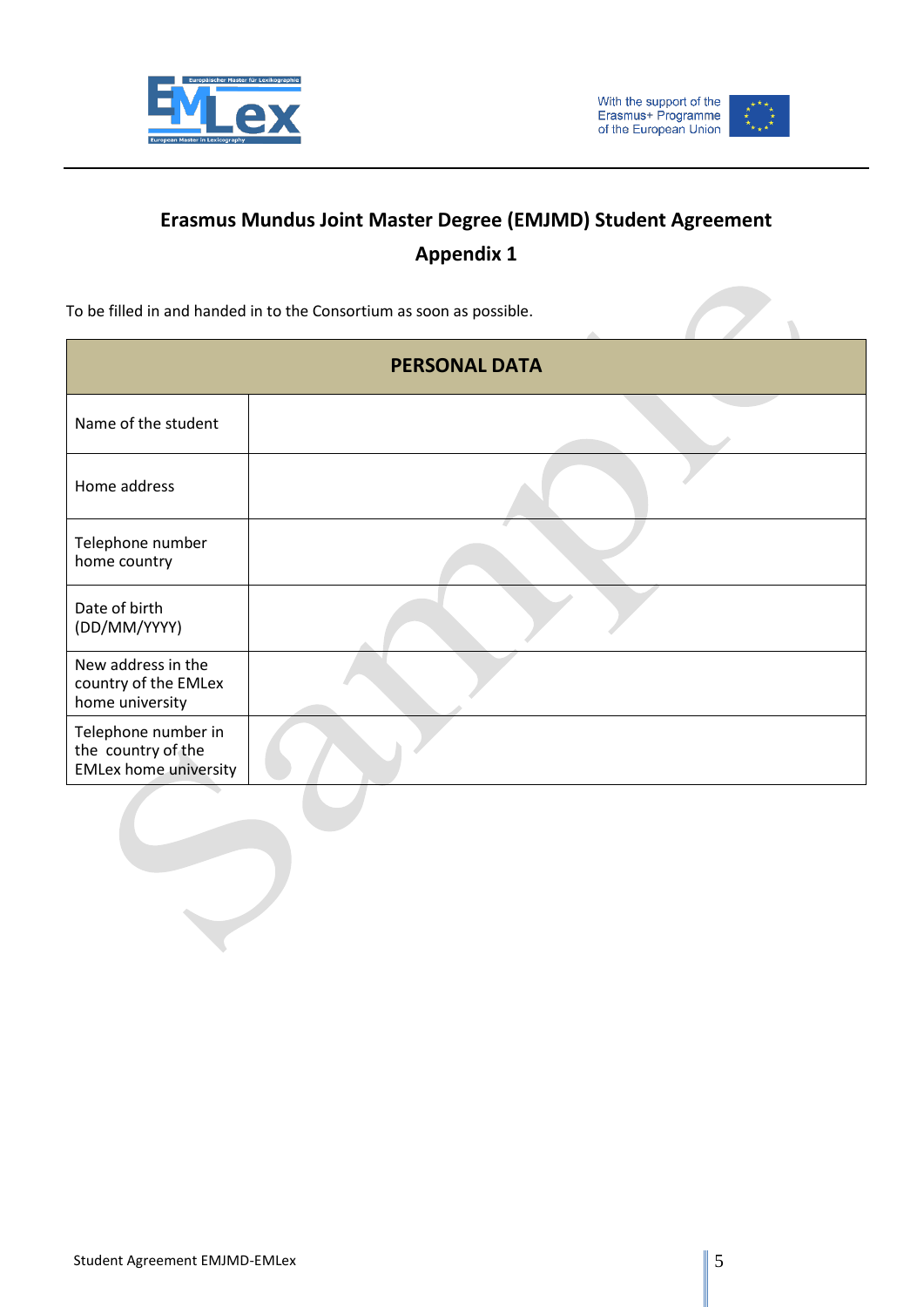## Erasmus Mundus Joint Master Degree (EMJMD) Student Agreement

## Appendix 1

To be filled in and handed in to the Consortium as soon as possible.

| PERSONAL DATA | |
|---|---|
| Name of the student | |
| Home address | |
| Telephone number home country | |
| Date of birth (DD/MM/YYYY) | |
| New address in the country of the EMLex home university | |
| Telephone number in the country of the EMLex home university | |